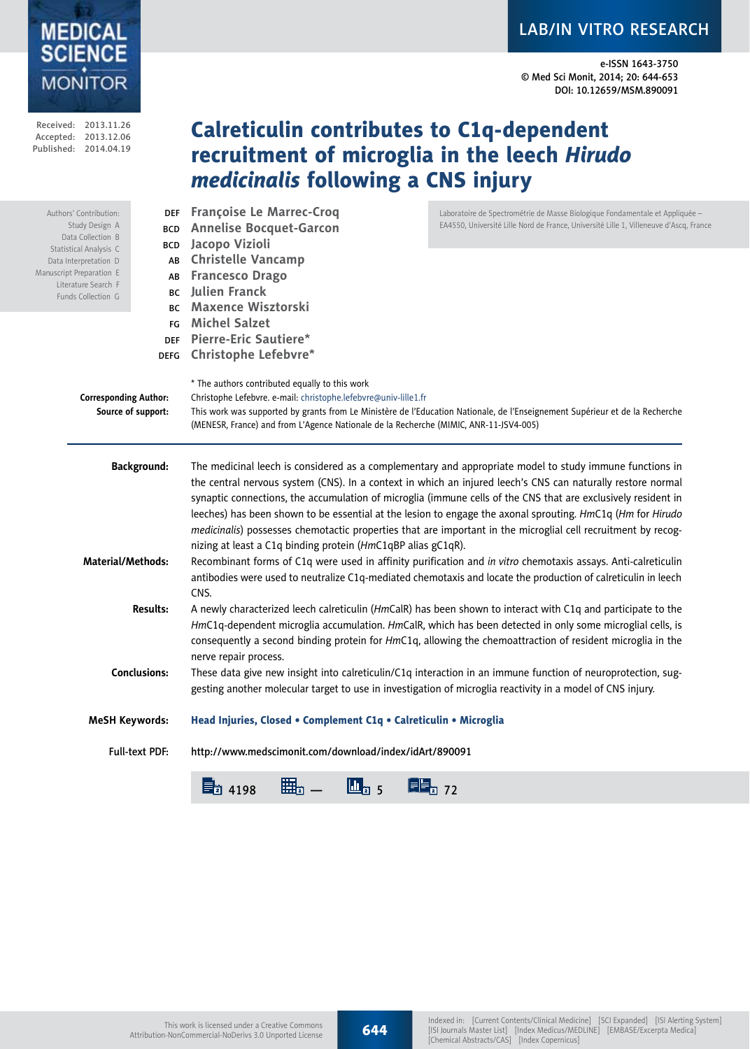LAB/IN VITRO RESEARCH

e-ISSN 1643-3750
© Med Sci Monit, 2014; 20: 644-653
DOI: 10.12659/MSM.890091

Received: 2013.11.26
Accepted: 2013.12.06
Published: 2014.04.19

# Calreticulin contributes to C1q-dependent recruitment of microglia in the leech *Hirudo medicinalis* following a CNS injury

Authors' Contribution:
Study Design A
Data Collection B
Statistical Analysis C
Data Interpretation D
Manuscript Preparation E
Literature Search F
Funds Collection G

DEF **Françoise Le Marrec-Croq**
BCD **Annelise Bocquet-Garcon**
BCD **Jacopo Vizioli**
AB **Christelle Vancamp**
AB **Francesco Drago**
BC **Julien Franck**
BC **Maxence Wisztorski**
FG **Michel Salzet**
DEF **Pierre-Eric Sautiere***
DEFG **Christophe Lefebvre***

Laboratoire de Spectrométrie de Masse Biologique Fondamentale et Appliquée – EA4550, Université Lille Nord de France, Université Lille 1, Villeneuve d'Ascq, France

\* The authors contributed equally to this work

**Corresponding Author:** Christophe Lefebvre. e-mail: christophe.lefebvre@univ-lille1.fr

**Source of support:** This work was supported by grants from Le Ministère de l'Education Nationale, de l'Enseignement Supérieur et de la Recherche (MENESR, France) and from L'Agence Nationale de la Recherche (MIMIC, ANR-11-JSV4-005)

**Background:** The medicinal leech is considered as a complementary and appropriate model to study immune functions in the central nervous system (CNS). In a context in which an injured leech's CNS can naturally restore normal synaptic connections, the accumulation of microglia (immune cells of the CNS that are exclusively resident in leeches) has been shown to be essential at the lesion to engage the axonal sprouting. *Hm*C1q (*Hm* for *Hirudo medicinalis*) possesses chemotactic properties that are important in the microglial cell recruitment by recognizing at least a C1q binding protein (*Hm*C1qBP alias gC1qR).

**Material/Methods:** Recombinant forms of C1q were used in affinity purification and *in vitro* chemotaxis assays. Anti-calreticulin antibodies were used to neutralize C1q-mediated chemotaxis and locate the production of calreticulin in leech CNS.

**Results:** A newly characterized leech calreticulin (*Hm*CalR) has been shown to interact with C1q and participate to the *Hm*C1q-dependent microglia accumulation. *Hm*CalR, which has been detected in only some microglial cells, is consequently a second binding protein for *Hm*C1q, allowing the chemoattraction of resident microglia in the nerve repair process.

**Conclusions:** These data give new insight into calreticulin/C1q interaction in an immune function of neuroprotection, suggesting another molecular target to use in investigation of microglia reactivity in a model of CNS injury.

**MeSH Keywords:** **Head Injuries, Closed • Complement C1q • Calreticulin • Microglia**

**Full-text PDF:** http://www.medscimonit.com/download/index/idArt/890091

4198 — 5 72

This work is licensed under a Creative Commons Attribution-NonCommercial-NoDerivs 3.0 Unported License

Indexed in: [Current Contents/Clinical Medicine] [SCI Expanded] [ISI Alerting System] [ISI Journals Master List] [Index Medicus/MEDLINE] [EMBASE/Excerpta Medica] [Chemical Abstracts/CAS] [Index Copernicus]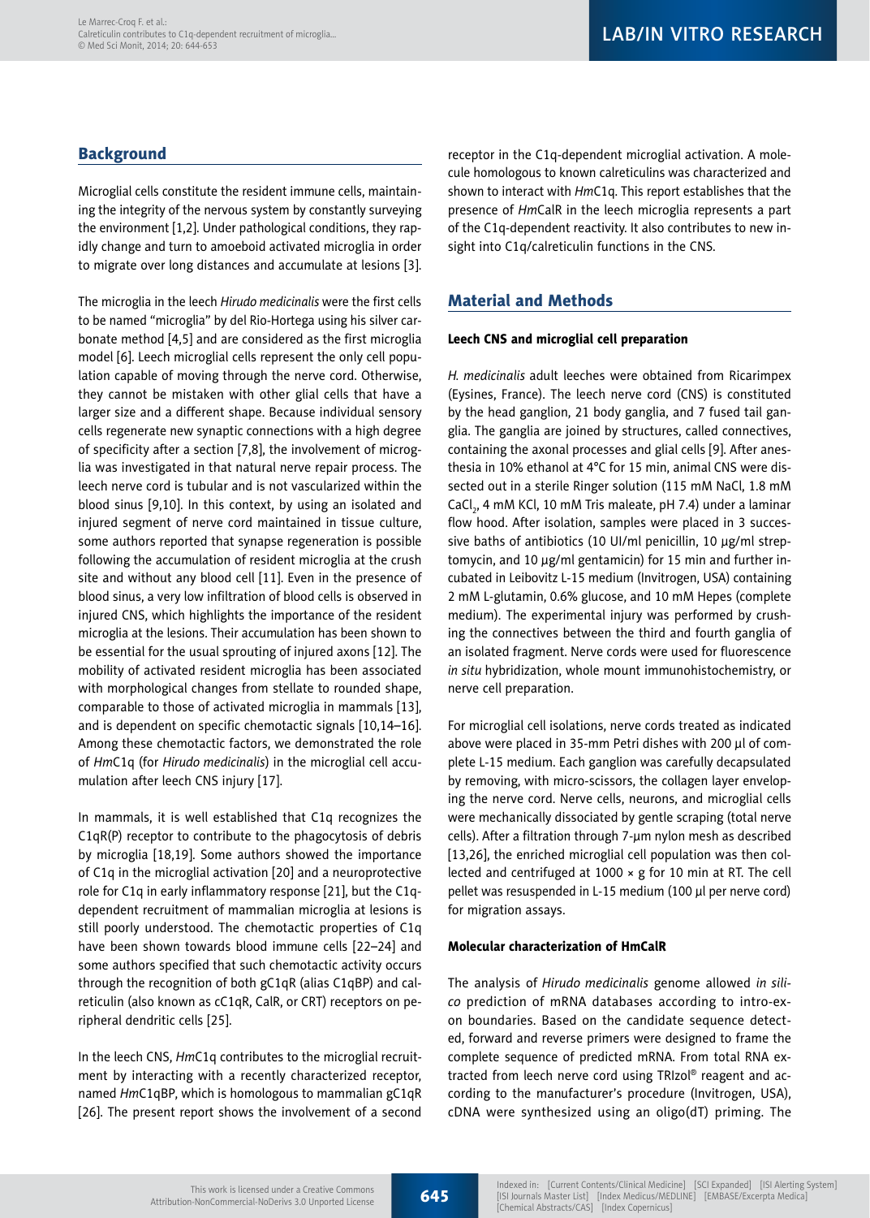## Background

Microglial cells constitute the resident immune cells, maintaining the integrity of the nervous system by constantly surveying the environment [1,2]. Under pathological conditions, they rapidly change and turn to amoeboid activated microglia in order to migrate over long distances and accumulate at lesions [3].

The microglia in the leech *Hirudo medicinalis* were the first cells to be named "microglia" by del Rio-Hortega using his silver carbonate method [4,5] and are considered as the first microglia model [6]. Leech microglial cells represent the only cell population capable of moving through the nerve cord. Otherwise, they cannot be mistaken with other glial cells that have a larger size and a different shape. Because individual sensory cells regenerate new synaptic connections with a high degree of specificity after a section [7,8], the involvement of microglia was investigated in that natural nerve repair process. The leech nerve cord is tubular and is not vascularized within the blood sinus [9,10]. In this context, by using an isolated and injured segment of nerve cord maintained in tissue culture, some authors reported that synapse regeneration is possible following the accumulation of resident microglia at the crush site and without any blood cell [11]. Even in the presence of blood sinus, a very low infiltration of blood cells is observed in injured CNS, which highlights the importance of the resident microglia at the lesions. Their accumulation has been shown to be essential for the usual sprouting of injured axons [12]. The mobility of activated resident microglia has been associated with morphological changes from stellate to rounded shape, comparable to those of activated microglia in mammals [13], and is dependent on specific chemotactic signals [10,14–16]. Among these chemotactic factors, we demonstrated the role of *Hm*C1q (for *Hirudo medicinalis*) in the microglial cell accumulation after leech CNS injury [17].

In mammals, it is well established that C1q recognizes the C1qR(P) receptor to contribute to the phagocytosis of debris by microglia [18,19]. Some authors showed the importance of C1q in the microglial activation [20] and a neuroprotective role for C1q in early inflammatory response [21], but the C1q-dependent recruitment of mammalian microglia at lesions is still poorly understood. The chemotactic properties of C1q have been shown towards blood immune cells [22–24] and some authors specified that such chemotactic activity occurs through the recognition of both gC1qR (alias C1qBP) and calreticulin (also known as cC1qR, CalR, or CRT) receptors on peripheral dendritic cells [25].

In the leech CNS, *Hm*C1q contributes to the microglial recruitment by interacting with a recently characterized receptor, named *Hm*C1qBP, which is homologous to mammalian gC1qR [26]. The present report shows the involvement of a second receptor in the C1q-dependent microglial activation. A molecule homologous to known calreticulins was characterized and shown to interact with *Hm*C1q. This report establishes that the presence of *Hm*CalR in the leech microglia represents a part of the C1q-dependent reactivity. It also contributes to new insight into C1q/calreticulin functions in the CNS.

## Material and Methods

### Leech CNS and microglial cell preparation

*H. medicinalis* adult leeches were obtained from Ricarimpex (Eysines, France). The leech nerve cord (CNS) is constituted by the head ganglion, 21 body ganglia, and 7 fused tail ganglia. The ganglia are joined by structures, called connectives, containing the axonal processes and glial cells [9]. After anesthesia in 10% ethanol at 4°C for 15 min, animal CNS were dissected out in a sterile Ringer solution (115 mM NaCl, 1.8 mM $CaCl_2$, 4 mM KCl, 10 mM Tris maleate, pH 7.4) under a laminar flow hood. After isolation, samples were placed in 3 successive baths of antibiotics (10 UI/ml penicillin, 10 µg/ml streptomycin, and 10 µg/ml gentamicin) for 15 min and further incubated in Leibovitz L-15 medium (Invitrogen, USA) containing 2 mM L-glutamin, 0.6% glucose, and 10 mM Hepes (complete medium). The experimental injury was performed by crushing the connectives between the third and fourth ganglia of an isolated fragment. Nerve cords were used for fluorescence *in situ* hybridization, whole mount immunohistochemistry, or nerve cell preparation.

For microglial cell isolations, nerve cords treated as indicated above were placed in 35-mm Petri dishes with 200 µl of complete L-15 medium. Each ganglion was carefully decapsulated by removing, with micro-scissors, the collagen layer enveloping the nerve cord. Nerve cells, neurons, and microglial cells were mechanically dissociated by gentle scraping (total nerve cells). After a filtration through 7-µm nylon mesh as described [13,26], the enriched microglial cell population was then collected and centrifuged at 1000 × g for 10 min at RT. The cell pellet was resuspended in L-15 medium (100 µl per nerve cord) for migration assays.

### Molecular characterization of HmCalR

The analysis of *Hirudo medicinalis* genome allowed *in silico* prediction of mRNA databases according to intro-exon boundaries. Based on the candidate sequence detected, forward and reverse primers were designed to frame the complete sequence of predicted mRNA. From total RNA extracted from leech nerve cord using TRIzol® reagent and according to the manufacturer's procedure (Invitrogen, USA), cDNA were synthesized using an oligo(dT) priming. The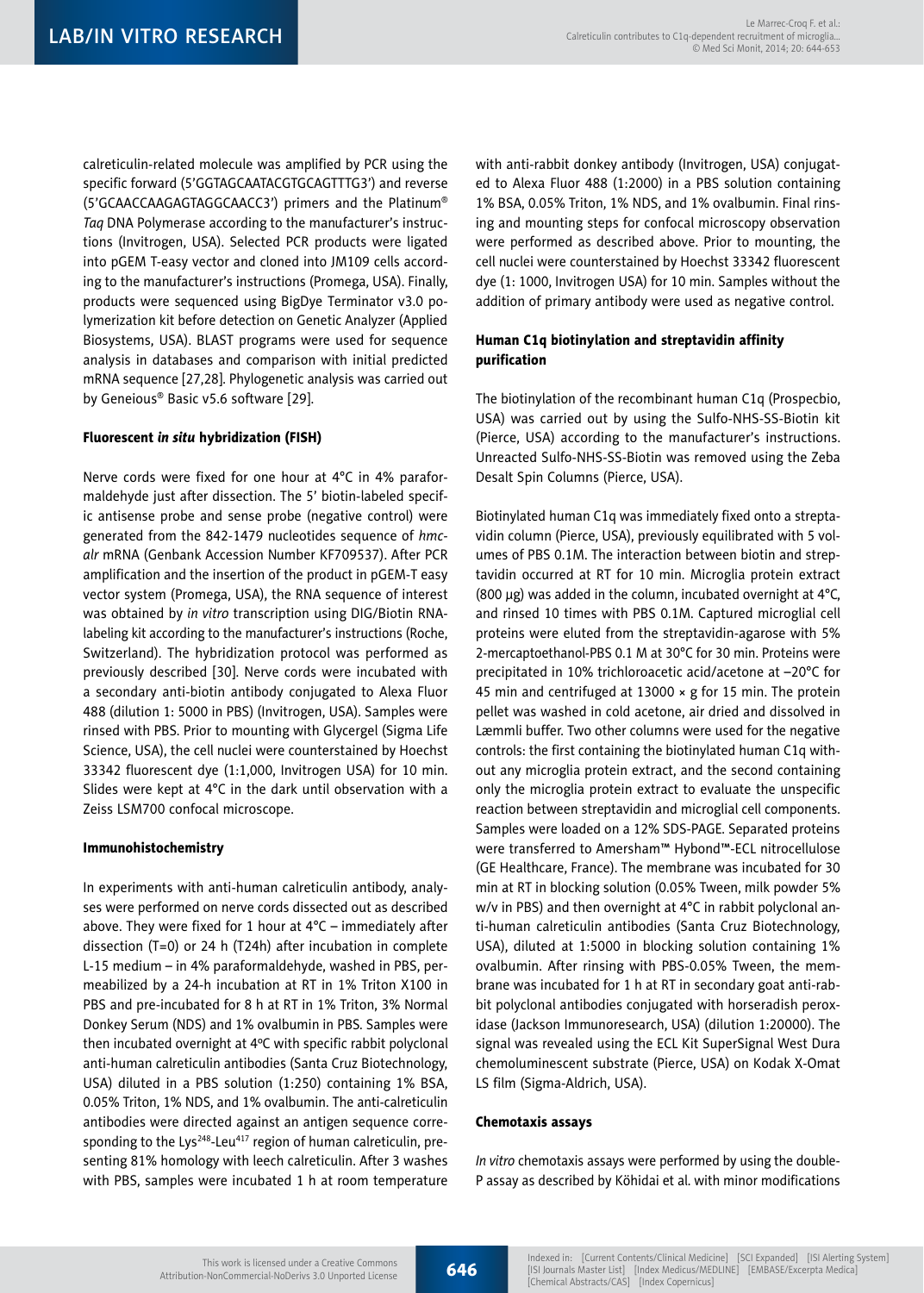calreticulin-related molecule was amplified by PCR using the specific forward (5'GGTAGCAATACGTGCAGTTTG3') and reverse (5'GCAACCAAGAGTAGGCAACC3') primers and the Platinum® *Taq* DNA Polymerase according to the manufacturer's instructions (Invitrogen, USA). Selected PCR products were ligated into pGEM T-easy vector and cloned into JM109 cells according to the manufacturer's instructions (Promega, USA). Finally, products were sequenced using BigDye Terminator v3.0 polymerization kit before detection on Genetic Analyzer (Applied Biosystems, USA). BLAST programs were used for sequence analysis in databases and comparison with initial predicted mRNA sequence [27,28]. Phylogenetic analysis was carried out by Geneious® Basic v5.6 software [29].

### Fluorescent *in situ* hybridization (FISH)

Nerve cords were fixed for one hour at 4°C in 4% paraformaldehyde just after dissection. The 5' biotin-labeled specific antisense probe and sense probe (negative control) were generated from the 842-1479 nucleotides sequence of *hmcalr* mRNA (Genbank Accession Number KF709537). After PCR amplification and the insertion of the product in pGEM-T easy vector system (Promega, USA), the RNA sequence of interest was obtained by *in vitro* transcription using DIG/Biotin RNA-labeling kit according to the manufacturer's instructions (Roche, Switzerland). The hybridization protocol was performed as previously described [30]. Nerve cords were incubated with a secondary anti-biotin antibody conjugated to Alexa Fluor 488 (dilution 1: 5000 in PBS) (Invitrogen, USA). Samples were rinsed with PBS. Prior to mounting with Glycergel (Sigma Life Science, USA), the cell nuclei were counterstained by Hoechst 33342 fluorescent dye (1:1,000, Invitrogen USA) for 10 min. Slides were kept at 4°C in the dark until observation with a Zeiss LSM700 confocal microscope.

### Immunohistochemistry

In experiments with anti-human calreticulin antibody, analyses were performed on nerve cords dissected out as described above. They were fixed for 1 hour at 4°C – immediately after dissection (T=0) or 24 h (T24h) after incubation in complete L-15 medium – in 4% paraformaldehyde, washed in PBS, permeabilized by a 24-h incubation at RT in 1% Triton X100 in PBS and pre-incubated for 8 h at RT in 1% Triton, 3% Normal Donkey Serum (NDS) and 1% ovalbumin in PBS. Samples were then incubated overnight at 4°C with specific rabbit polyclonal anti-human calreticulin antibodies (Santa Cruz Biotechnology, USA) diluted in a PBS solution (1:250) containing 1% BSA, 0.05% Triton, 1% NDS, and 1% ovalbumin. The anti-calreticulin antibodies were directed against an antigen sequence corresponding to the $Lys^{248}$-$Leu^{417}$ region of human calreticulin, presenting 81% homology with leech calreticulin. After 3 washes with PBS, samples were incubated 1 h at room temperature with anti-rabbit donkey antibody (Invitrogen, USA) conjugated to Alexa Fluor 488 (1:2000) in a PBS solution containing 1% BSA, 0.05% Triton, 1% NDS, and 1% ovalbumin. Final rinsing and mounting steps for confocal microscopy observation were performed as described above. Prior to mounting, the cell nuclei were counterstained by Hoechst 33342 fluorescent dye (1: 1000, Invitrogen USA) for 10 min. Samples without the addition of primary antibody were used as negative control.

### Human C1q biotinylation and streptavidin affinity purification

The biotinylation of the recombinant human C1q (Prospecbio, USA) was carried out by using the Sulfo-NHS-SS-Biotin kit (Pierce, USA) according to the manufacturer's instructions. Unreacted Sulfo-NHS-SS-Biotin was removed using the Zeba Desalt Spin Columns (Pierce, USA).

Biotinylated human C1q was immediately fixed onto a streptavidin column (Pierce, USA), previously equilibrated with 5 volumes of PBS 0.1M. The interaction between biotin and streptavidin occurred at RT for 10 min. Microglia protein extract (800 µg) was added in the column, incubated overnight at 4°C, and rinsed 10 times with PBS 0.1M. Captured microglial cell proteins were eluted from the streptavidin-agarose with 5% 2-mercaptoethanol-PBS 0.1 M at 30°C for 30 min. Proteins were precipitated in 10% trichloroacetic acid/acetone at –20°C for 45 min and centrifuged at 13000 × g for 15 min. The protein pellet was washed in cold acetone, air dried and dissolved in Læmmli buffer. Two other columns were used for the negative controls: the first containing the biotinylated human C1q without any microglia protein extract, and the second containing only the microglia protein extract to evaluate the unspecific reaction between streptavidin and microglial cell components. Samples were loaded on a 12% SDS-PAGE. Separated proteins were transferred to Amersham™ Hybond™-ECL nitrocellulose (GE Healthcare, France). The membrane was incubated for 30 min at RT in blocking solution (0.05% Tween, milk powder 5% w/v in PBS) and then overnight at 4°C in rabbit polyclonal anti-human calreticulin antibodies (Santa Cruz Biotechnology, USA), diluted at 1:5000 in blocking solution containing 1% ovalbumin. After rinsing with PBS-0.05% Tween, the membrane was incubated for 1 h at RT in secondary goat anti-rabbit polyclonal antibodies conjugated with horseradish peroxidase (Jackson Immunoresearch, USA) (dilution 1:20000). The signal was revealed using the ECL Kit SuperSignal West Dura chemoluminescent substrate (Pierce, USA) on Kodak X-Omat LS film (Sigma-Aldrich, USA).

### Chemotaxis assays

*In vitro* chemotaxis assays were performed by using the double-P assay as described by Köhidai et al. with minor modifications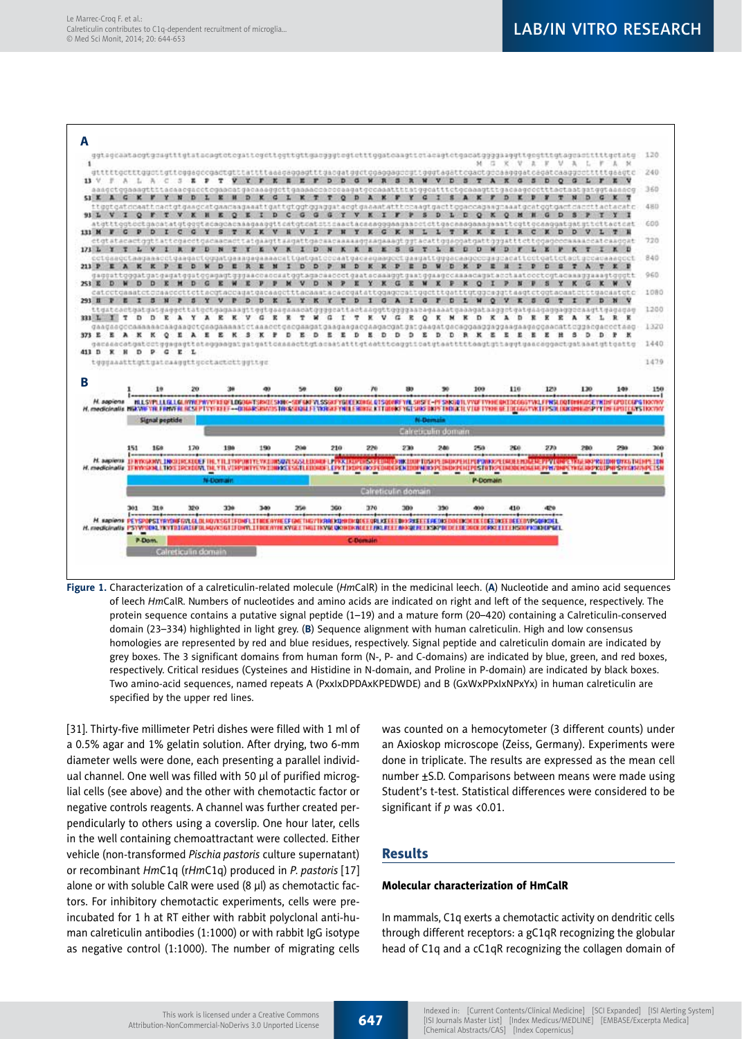**Figure 1.** Characterization of a calreticulin-related molecule (*HmCalR*) in the medicinal leech. (**A**) Nucleotide and amino acid sequences of leech *HmCalR*. Numbers of nucleotides and amino acids are indicated on right and left of the sequence, respectively. The protein sequence contains a putative signal peptide (1–19) and a mature form (20–420) containing a Calreticulin-conserved domain (23–334) highlighted in light grey. (**B**) Sequence alignment with human calreticulin. High and low consensus homologies are represented by red and blue residues, respectively. Signal peptide and calreticulin domain are indicated by grey boxes. The 3 significant domains from human form (N-, P- and C-domains) are indicated by blue, green, and red boxes, respectively. Critical residues (Cysteines and Histidine in N-domain, and Proline in P-domain) are indicated by black boxes. Two amino-acid sequences, named repeats A (PxxIxDPDAxKPEDWDE) and B (GxWxPPxIxNPxYx) in human calreticulin are specified by the upper red lines.

[31]. Thirty-five millimeter Petri dishes were filled with 1 ml of a 0.5% agar and 1% gelatin solution. After drying, two 6-mm diameter wells were done, each presenting a parallel individual channel. One well was filled with 50 µl of purified microglial cells (see above) and the other with chemotactic factor or negative controls reagents. A channel was further created perpendicularly to others using a coverslip. One hour later, cells in the well containing chemoattractant were collected. Either vehicle (non-transformed *Pischia pastoris* culture supernatant) or recombinant *HmC1q* (r*HmC1q*) produced in *P. pastoris* [17] alone or with soluble CalR were used (8 µl) as chemotactic factors. For inhibitory chemotactic experiments, cells were preincubated for 1 h at RT either with rabbit polyclonal anti-human calreticulin antibodies (1:1000) or with rabbit IgG isotype as negative control (1:1000). The number of migrating cells was counted on a hemocytometer (3 different counts) under an Axioskop microscope (Zeiss, Germany). Experiments were done in triplicate. The results are expressed as the mean cell number ±S.D. Comparisons between means were made using Student's t-test. Statistical differences were considered to be significant if $p$ was <0.01.

## Results

### Molecular characterization of HmCalR

In mammals, C1q exerts a chemotactic activity on dendritic cells through different receptors: a gC1qR recognizing the globular head of C1q and a cC1qR recognizing the collagen domain of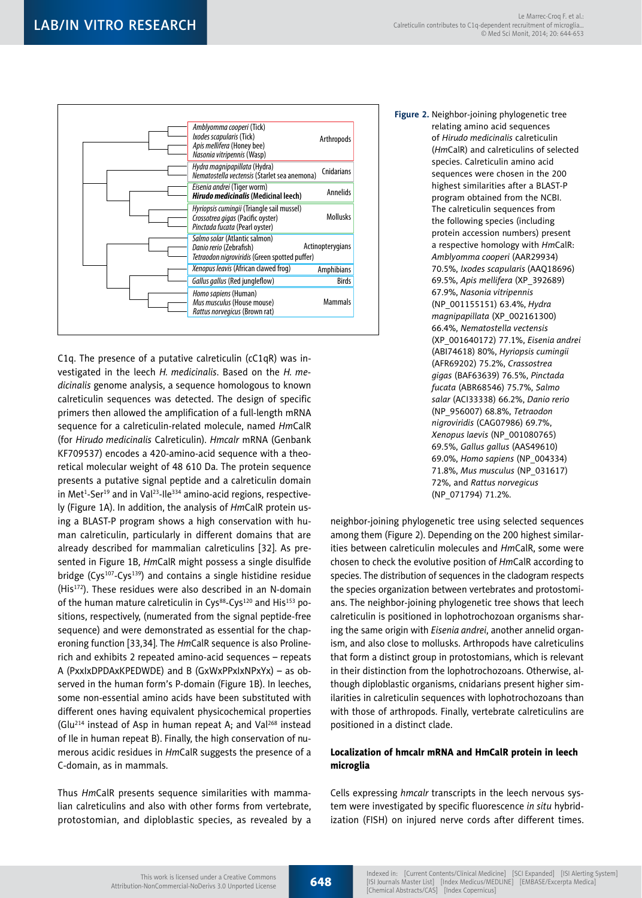Figure 2. Neighbor-joining phylogenetic tree relating amino acid sequences of *Hirudo medicinalis* calreticulin (*Hm*CalR) and calreticulins of selected species. Calreticulin amino acid sequences were chosen in the 200 highest similarities after a BLAST-P program obtained from the NCBI. The calreticulin sequences from the following species (including protein accession numbers) present a respective homology with *Hm*CalR: *Amblyomma cooperi* (AAR29934) 70.5%, *Ixodes scapularis* (AAQ18696) 69.5%, *Apis mellifera* (XP_392689) 67.9%, *Nasonia vitripennis* (NP_001155151) 63.4%, *Hydra magnipapillata* (XP_002161300) 66.4%, *Nematostella vectensis* (XP_001640172) 77.1%, *Eisenia andrei* (ABI74618) 80%, *Hyriopsis cumingii* (AFR69202) 75.2%, *Crassostrea gigas* (BAF63639) 76.5%, *Pinctada fucata* (ABR68546) 75.7%, *Salmo salar* (ACI33338) 66.2%, *Danio rerio* (NP_956007) 68.8%, *Tetraodon nigroviridis* (CAG07986) 69.7%, *Xenopus laevis* (NP_001080765) 69.5%, *Gallus gallus* (AAS49610) 69.0%, *Homo sapiens* (NP_004334) 71.8%, *Mus musculus* (NP_031617) 72%, and *Rattus norvegicus* (NP_071794) 71.2%.

C1q. The presence of a putative calreticulin (cC1qR) was investigated in the leech *H. medicinalis*. Based on the *H. medicinalis* genome analysis, a sequence homologous to known calreticulin sequences was detected. The design of specific primers then allowed the amplification of a full-length mRNA sequence for a calreticulin-related molecule, named *Hm*CalR (for *Hirudo medicinalis* Calreticulin). *Hmcalr* mRNA (Genbank KF709537) encodes a 420-amino-acid sequence with a theoretical molecular weight of 48 610 Da. The protein sequence presents a putative signal peptide and a calreticulin domain in $Met^{1}$-$Ser^{19}$ and in $Val^{23}$-$Ile^{334}$ amino-acid regions, respectively (Figure 1A). In addition, the analysis of *Hm*CalR protein using a BLAST-P program shows a high conservation with human calreticulin, particularly in different domains that are already described for mammalian calreticulins [32]. As presented in Figure 1B, *Hm*CalR might possess a single disulfide bridge ($Cys^{107}$-$Cys^{139}$) and contains a single histidine residue ($His^{172}$). These residues were also described in an N-domain of the human mature calreticulin in $Cys^{88}$-$Cys^{120}$ and $His^{153}$ positions, respectively, (numerated from the signal peptide-free sequence) and were demonstrated as essential for the chaperoning function [33,34]. The *Hm*CalR sequence is also Proline-rich and exhibits 2 repeated amino-acid sequences – repeats A (PxxIxDPDAxKPEDWDE) and B (GxWxPPxIxNPxYx) – as observed in the human form's P-domain (Figure 1B). In leeches, some non-essential amino acids have been substituted with different ones having equivalent physicochemical properties ($Glu^{214}$ instead of Asp in human repeat A; and $Val^{268}$ instead of Ile in human repeat B). Finally, the high conservation of numerous acidic residues in *Hm*CalR suggests the presence of a C-domain, as in mammals.

Thus *Hm*CalR presents sequence similarities with mammalian calreticulins and also with other forms from vertebrate, protostomian, and diploblastic species, as revealed by a neighbor-joining phylogenetic tree using selected sequences among them (Figure 2). Depending on the 200 highest similarities between calreticulin molecules and *Hm*CalR, some were chosen to check the evolutive position of *Hm*CalR according to species. The distribution of sequences in the cladogram respects the species organization between vertebrates and protostomians. The neighbor-joining phylogenetic tree shows that leech calreticulin is positioned in lophotrochozoan organisms sharing the same origin with *Eisenia andrei*, another annelid organism, and also close to mollusks. Arthropods have calreticulins that form a distinct group in protostomians, which is relevant in their distinction from the lophotrochozoans. Otherwise, although diploblastic organisms, cnidarians present higher similarities in calreticulin sequences with lophotrochozoans than with those of arthropods. Finally, vertebrate calreticulins are positioned in a distinct clade.

## Localization of hmcalr mRNA and HmCalR protein in leech microglia

Cells expressing *hmcalr* transcripts in the leech nervous system were investigated by specific fluorescence *in situ* hybridization (FISH) on injured nerve cords after different times.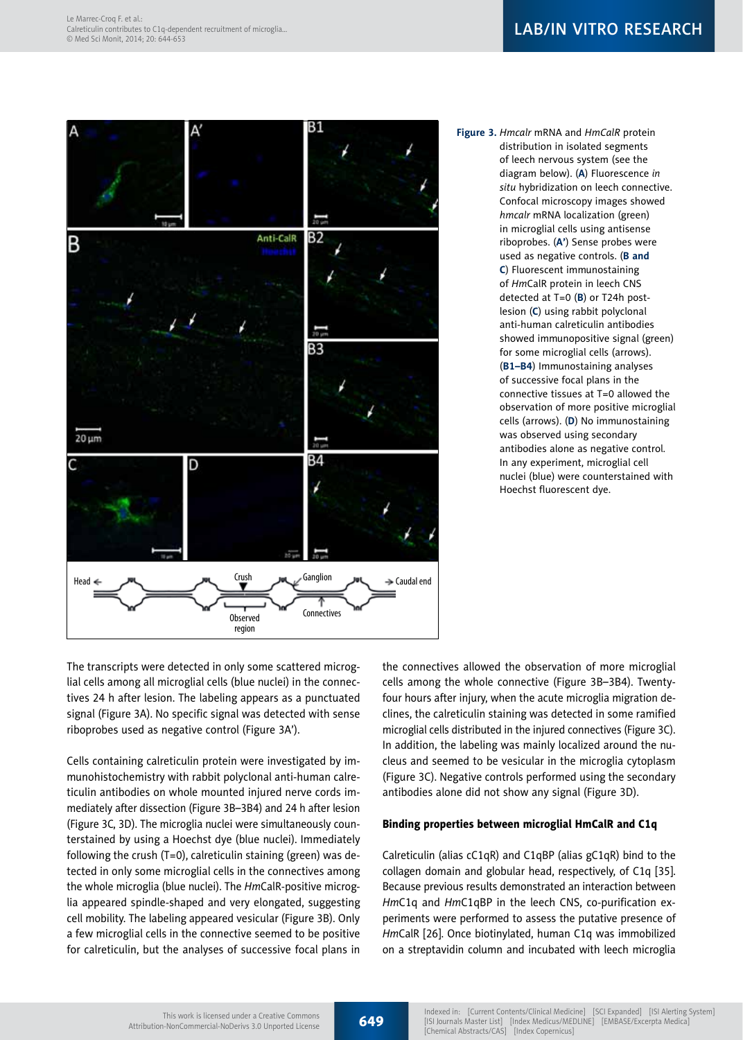**Figure 3.** *Hmcalr* mRNA and *HmCalR* protein distribution in isolated segments of leech nervous system (see the diagram below). (**A**) Fluorescence *in situ* hybridization on leech connective. Confocal microscopy images showed *hmcalr* mRNA localization (green) in microglial cells using antisense riboprobes. (**A'**) Sense probes were used as negative controls. (**B and C**) Fluorescent immunostaining of *Hm*CalR protein in leech CNS detected at T=0 (**B**) or T24h post-lesion (**C**) using rabbit polyclonal anti-human calreticulin antibodies showed immunopositive signal (green) for some microglial cells (arrows). (**B1–B4**) Immunostaining analyses of successive focal plans in the connective tissues at T=0 allowed the observation of more positive microglial cells (arrows). (**D**) No immunostaining was observed using secondary antibodies alone as negative control. In any experiment, microglial cell nuclei (blue) were counterstained with Hoechst fluorescent dye.

The transcripts were detected in only some scattered microglial cells among all microglial cells (blue nuclei) in the connectives 24 h after lesion. The labeling appears as a punctuated signal (Figure 3A). No specific signal was detected with sense riboprobes used as negative control (Figure 3A').

Cells containing calreticulin protein were investigated by immunohistochemistry with rabbit polyclonal anti-human calreticulin antibodies on whole mounted injured nerve cords immediately after dissection (Figure 3B–3B4) and 24 h after lesion (Figure 3C, 3D). The microglia nuclei were simultaneously counterstained by using a Hoechst dye (blue nuclei). Immediately following the crush (T=0), calreticulin staining (green) was detected in only some microglial cells in the connectives among the whole microglia (blue nuclei). The *Hm*CalR-positive microglia appeared spindle-shaped and very elongated, suggesting cell mobility. The labeling appeared vesicular (Figure 3B). Only a few microglial cells in the connective seemed to be positive for calreticulin, but the analyses of successive focal plans in the connectives allowed the observation of more microglial cells among the whole connective (Figure 3B–3B4). Twenty-four hours after injury, when the acute microglia migration declines, the calreticulin staining was detected in some ramified microglial cells distributed in the injured connectives (Figure 3C). In addition, the labeling was mainly localized around the nucleus and seemed to be vesicular in the microglia cytoplasm (Figure 3C). Negative controls performed using the secondary antibodies alone did not show any signal (Figure 3D).

### Binding properties between microglial HmCalR and C1q

Calreticulin (alias cC1qR) and C1qBP (alias gC1qR) bind to the collagen domain and globular head, respectively, of C1q [35]. Because previous results demonstrated an interaction between *Hm*C1q and *Hm*C1qBP in the leech CNS, co-purification experiments were performed to assess the putative presence of *Hm*CalR [26]. Once biotinylated, human C1q was immobilized on a streptavidin column and incubated with leech microglia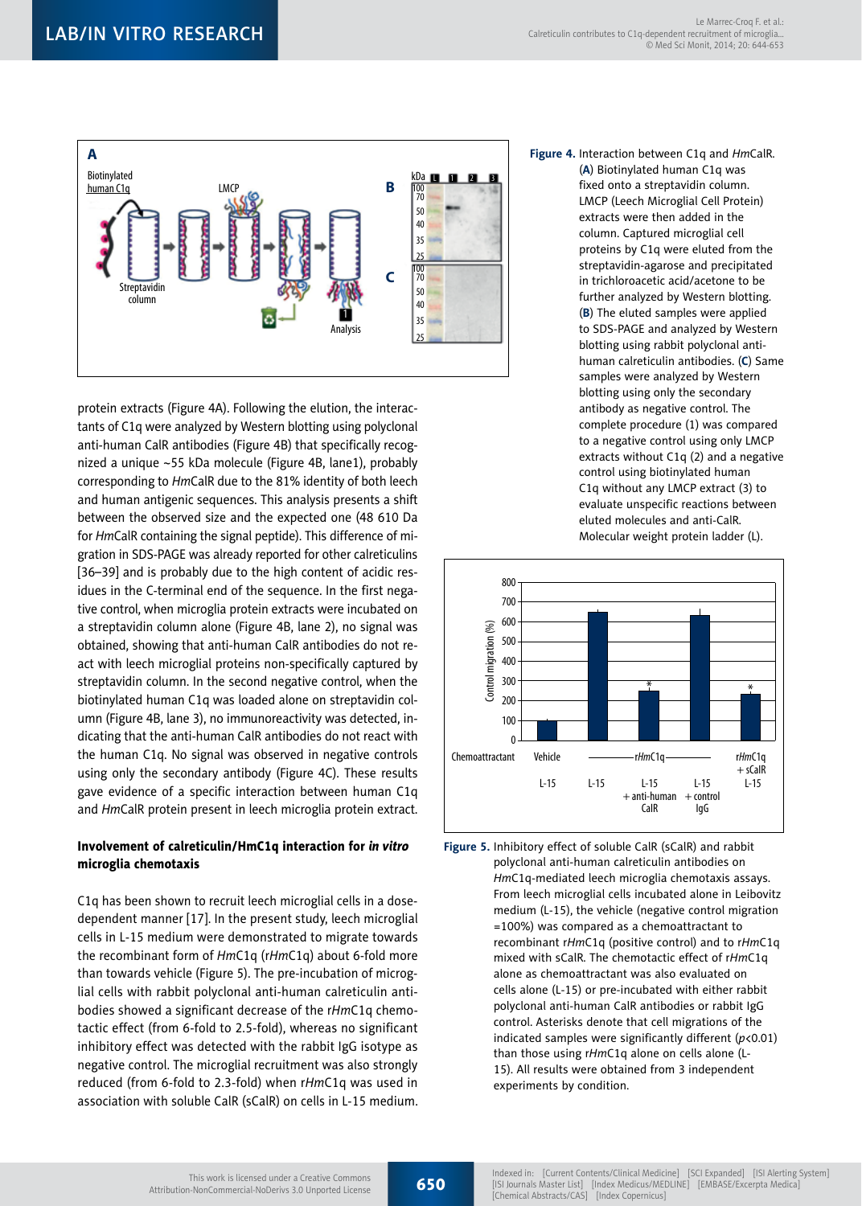**Figure 4.** Interaction between C1q and *Hm*CalR. (**A**) Biotinylated human C1q was fixed onto a streptavidin column. LMCP (Leech Microglial Cell Protein) extracts were then added in the column. Captured microglial cell proteins by C1q were eluted from the streptavidin-agarose and precipitated in trichloroacetic acid/acetone to be further analyzed by Western blotting. (**B**) The eluted samples were applied to SDS-PAGE and analyzed by Western blotting using rabbit polyclonal anti-human calreticulin antibodies. (**C**) Same samples were analyzed by Western blotting using only the secondary antibody as negative control. The complete procedure (1) was compared to a negative control using only LMCP extracts without C1q (2) and a negative control using biotinylated human C1q without any LMCP extract (3) to evaluate unspecific reactions between eluted molecules and anti-CalR. Molecular weight protein ladder (L).

protein extracts (Figure 4A). Following the elution, the interactants of C1q were analyzed by Western blotting using polyclonal anti-human CalR antibodies (Figure 4B) that specifically recognized a unique ~55 kDa molecule (Figure 4B, lane1), probably corresponding to *Hm*CalR due to the 81% identity of both leech and human antigenic sequences. This analysis presents a shift between the observed size and the expected one (48 610 Da for *Hm*CalR containing the signal peptide). This difference of migration in SDS-PAGE was already reported for other calreticulins [36–39] and is probably due to the high content of acidic residues in the C-terminal end of the sequence. In the first negative control, when microglia protein extracts were incubated on a streptavidin column alone (Figure 4B, lane 2), no signal was obtained, showing that anti-human CalR antibodies do not react with leech microglial proteins non-specifically captured by streptavidin column. In the second negative control, when the biotinylated human C1q was loaded alone on streptavidin column (Figure 4B, lane 3), no immunoreactivity was detected, indicating that the anti-human CalR antibodies do not react with the human C1q. No signal was observed in negative controls using only the secondary antibody (Figure 4C). These results gave evidence of a specific interaction between human C1q and *Hm*CalR protein present in leech microglia protein extract.

### Involvement of calreticulin/HmC1q interaction for *in vitro* microglia chemotaxis

C1q has been shown to recruit leech microglial cells in a dose-dependent manner [17]. In the present study, leech microglial cells in L-15 medium were demonstrated to migrate towards the recombinant form of *Hm*C1q (r*Hm*C1q) about 6-fold more than towards vehicle (Figure 5). The pre-incubation of microglial cells with rabbit polyclonal anti-human calreticulin antibodies showed a significant decrease of the r*Hm*C1q chemotactic effect (from 6-fold to 2.5-fold), whereas no significant inhibitory effect was detected with the rabbit IgG isotype as negative control. The microglial recruitment was also strongly reduced (from 6-fold to 2.3-fold) when r*Hm*C1q was used in association with soluble CalR (sCalR) on cells in L-15 medium.

**Figure 5.** Inhibitory effect of soluble CalR (sCalR) and rabbit polyclonal anti-human calreticulin antibodies on *Hm*C1q-mediated leech microglia chemotaxis assays. From leech microglial cells incubated alone in Leibovitz medium (L-15), the vehicle (negative control migration =100%) was compared as a chemoattractant to recombinant r*Hm*C1q (positive control) and to r*Hm*C1q mixed with sCalR. The chemotactic effect of r*Hm*C1q alone as chemoattractant was also evaluated on cells alone (L-15) or pre-incubated with either rabbit polyclonal anti-human CalR antibodies or rabbit IgG control. Asterisks denote that cell migrations of the indicated samples were significantly different ($p<0.01$) than those using r*Hm*C1q alone on cells alone (L-15). All results were obtained from 3 independent experiments by condition.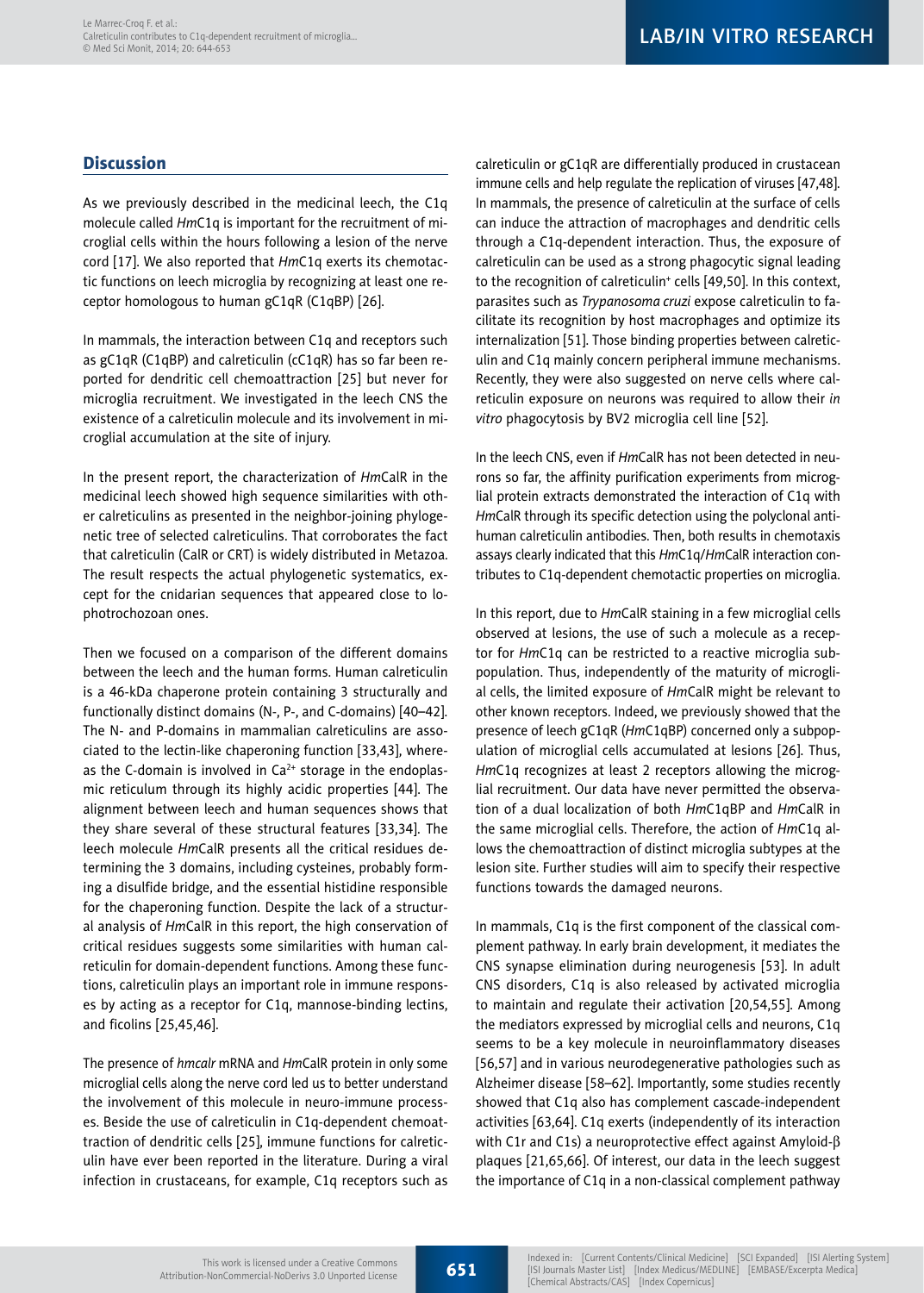## Discussion

As we previously described in the medicinal leech, the C1q molecule called *Hm*C1q is important for the recruitment of microglial cells within the hours following a lesion of the nerve cord [17]. We also reported that *Hm*C1q exerts its chemotactic functions on leech microglia by recognizing at least one receptor homologous to human gC1qR (C1qBP) [26].

In mammals, the interaction between C1q and receptors such as gC1qR (C1qBP) and calreticulin (cC1qR) has so far been reported for dendritic cell chemoattraction [25] but never for microglia recruitment. We investigated in the leech CNS the existence of a calreticulin molecule and its involvement in microglial accumulation at the site of injury.

In the present report, the characterization of *Hm*CalR in the medicinal leech showed high sequence similarities with other calreticulins as presented in the neighbor-joining phylogenetic tree of selected calreticulins. That corroborates the fact that calreticulin (CalR or CRT) is widely distributed in Metazoa. The result respects the actual phylogenetic systematics, except for the cnidarian sequences that appeared close to lophotrochozoan ones.

Then we focused on a comparison of the different domains between the leech and the human forms. Human calreticulin is a 46-kDa chaperone protein containing 3 structurally and functionally distinct domains (N-, P-, and C-domains) [40–42]. The N- and P-domains in mammalian calreticulins are associated to the lectin-like chaperoning function [33,43], whereas the C-domain is involved in $Ca^{2+}$ storage in the endoplasmic reticulum through its highly acidic properties [44]. The alignment between leech and human sequences shows that they share several of these structural features [33,34]. The leech molecule *Hm*CalR presents all the critical residues determining the 3 domains, including cysteines, probably forming a disulfide bridge, and the essential histidine responsible for the chaperoning function. Despite the lack of a structural analysis of *Hm*CalR in this report, the high conservation of critical residues suggests some similarities with human calreticulin for domain-dependent functions. Among these functions, calreticulin plays an important role in immune responses by acting as a receptor for C1q, mannose-binding lectins, and ficolins [25,45,46].

The presence of *hmcalr* mRNA and *Hm*CalR protein in only some microglial cells along the nerve cord led us to better understand the involvement of this molecule in neuro-immune processes. Beside the use of calreticulin in C1q-dependent chemoattraction of dendritic cells [25], immune functions for calreticulin have ever been reported in the literature. During a viral infection in crustaceans, for example, C1q receptors such as calreticulin or gC1qR are differentially produced in crustacean immune cells and help regulate the replication of viruses [47,48]. In mammals, the presence of calreticulin at the surface of cells can induce the attraction of macrophages and dendritic cells through a C1q-dependent interaction. Thus, the exposure of calreticulin can be used as a strong phagocytic signal leading to the recognition of calreticulin⁺ cells [49,50]. In this context, parasites such as *Trypanosoma cruzi* expose calreticulin to facilitate its recognition by host macrophages and optimize its internalization [51]. Those binding properties between calreticulin and C1q mainly concern peripheral immune mechanisms. Recently, they were also suggested on nerve cells where calreticulin exposure on neurons was required to allow their *in vitro* phagocytosis by BV2 microglia cell line [52].

In the leech CNS, even if *Hm*CalR has not been detected in neurons so far, the affinity purification experiments from microglial protein extracts demonstrated the interaction of C1q with *Hm*CalR through its specific detection using the polyclonal anti-human calreticulin antibodies. Then, both results in chemotaxis assays clearly indicated that this *Hm*C1q/*Hm*CalR interaction contributes to C1q-dependent chemotactic properties on microglia.

In this report, due to *Hm*CalR staining in a few microglial cells observed at lesions, the use of such a molecule as a receptor for *Hm*C1q can be restricted to a reactive microglia subpopulation. Thus, independently of the maturity of microglial cells, the limited exposure of *Hm*CalR might be relevant to other known receptors. Indeed, we previously showed that the presence of leech gC1qR (*Hm*C1qBP) concerned only a subpopulation of microglial cells accumulated at lesions [26]. Thus, *Hm*C1q recognizes at least 2 receptors allowing the microglial recruitment. Our data have never permitted the observation of a dual localization of both *Hm*C1qBP and *Hm*CalR in the same microglial cells. Therefore, the action of *Hm*C1q allows the chemoattraction of distinct microglia subtypes at the lesion site. Further studies will aim to specify their respective functions towards the damaged neurons.

In mammals, C1q is the first component of the classical complement pathway. In early brain development, it mediates the CNS synapse elimination during neurogenesis [53]. In adult CNS disorders, C1q is also released by activated microglia to maintain and regulate their activation [20,54,55]. Among the mediators expressed by microglial cells and neurons, C1q seems to be a key molecule in neuroinflammatory diseases [56,57] and in various neurodegenerative pathologies such as Alzheimer disease [58–62]. Importantly, some studies recently showed that C1q also has complement cascade-independent activities [63,64]. C1q exerts (independently of its interaction with C1r and C1s) a neuroprotective effect against Amyloid-β plaques [21,65,66]. Of interest, our data in the leech suggest the importance of C1q in a non-classical complement pathway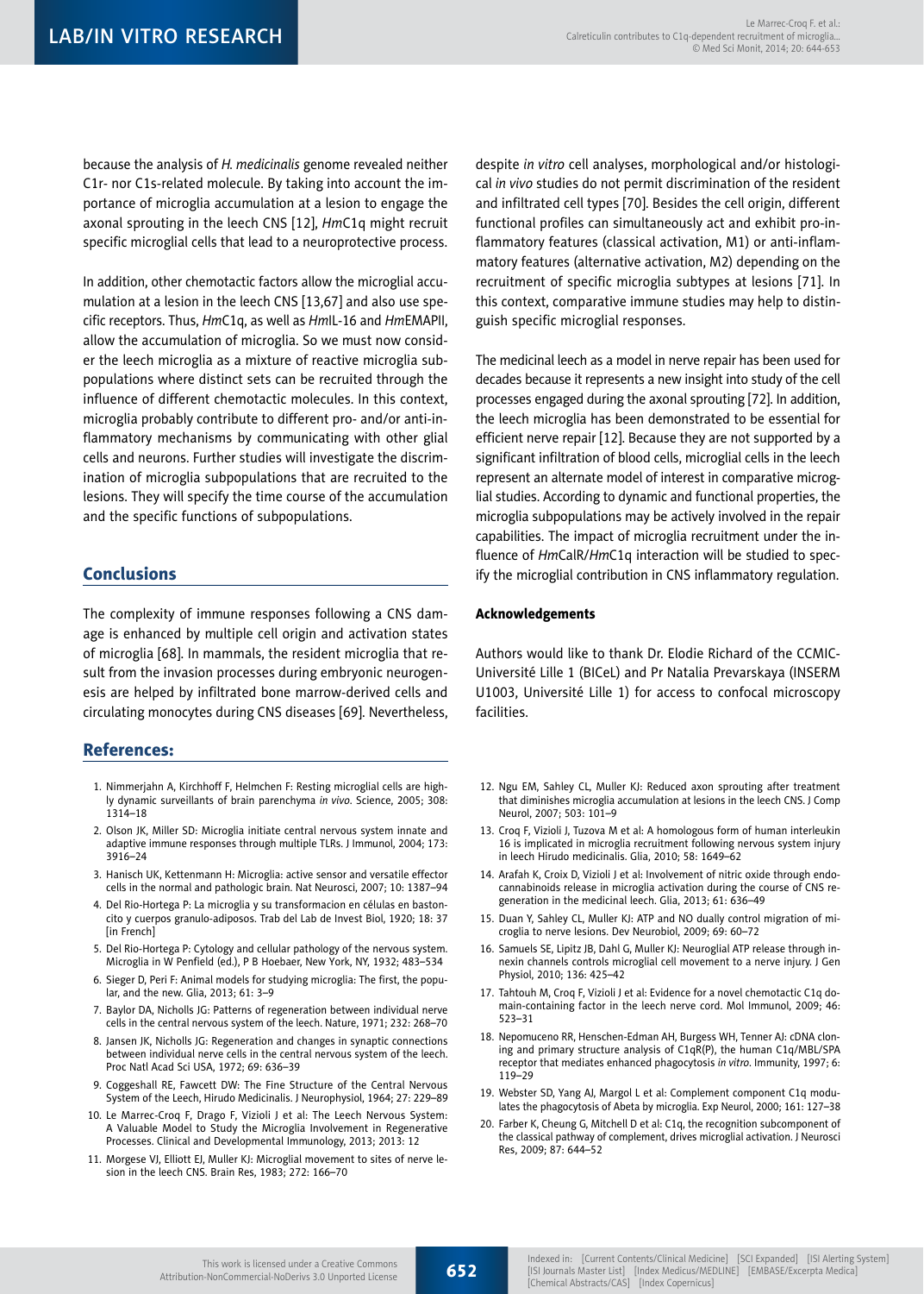because the analysis of *H. medicinalis* genome revealed neither C1r- nor C1s-related molecule. By taking into account the importance of microglia accumulation at a lesion to engage the axonal sprouting in the leech CNS [12], *Hm*C1q might recruit specific microglial cells that lead to a neuroprotective process.

In addition, other chemotactic factors allow the microglial accumulation at a lesion in the leech CNS [13,67] and also use specific receptors. Thus, *Hm*C1q, as well as *Hm*IL-16 and *Hm*EMAPII, allow the accumulation of microglia. So we must now consider the leech microglia as a mixture of reactive microglia subpopulations where distinct sets can be recruited through the influence of different chemotactic molecules. In this context, microglia probably contribute to different pro- and/or anti-inflammatory mechanisms by communicating with other glial cells and neurons. Further studies will investigate the discrimination of microglia subpopulations that are recruited to the lesions. They will specify the time course of the accumulation and the specific functions of subpopulations.

## Conclusions

The complexity of immune responses following a CNS damage is enhanced by multiple cell origin and activation states of microglia [68]. In mammals, the resident microglia that result from the invasion processes during embryonic neurogenesis are helped by infiltrated bone marrow-derived cells and circulating monocytes during CNS diseases [69]. Nevertheless, despite *in vitro* cell analyses, morphological and/or histological *in vivo* studies do not permit discrimination of the resident and infiltrated cell types [70]. Besides the cell origin, different functional profiles can simultaneously act and exhibit pro-inflammatory features (classical activation, M1) or anti-inflammatory features (alternative activation, M2) depending on the recruitment of specific microglia subtypes at lesions [71]. In this context, comparative immune studies may help to distinguish specific microglial responses.

The medicinal leech as a model in nerve repair has been used for decades because it represents a new insight into study of the cell processes engaged during the axonal sprouting [72]. In addition, the leech microglia has been demonstrated to be essential for efficient nerve repair [12]. Because they are not supported by a significant infiltration of blood cells, microglial cells in the leech represent an alternate model of interest in comparative microglial studies. According to dynamic and functional properties, the microglia subpopulations may be actively involved in the repair capabilities. The impact of microglia recruitment under the influence of *Hm*CalR/*Hm*C1q interaction will be studied to specify the microglial contribution in CNS inflammatory regulation.

#### Acknowledgements

Authors would like to thank Dr. Elodie Richard of the CCMIC-Université Lille 1 (BICeL) and Pr Natalia Prevarskaya (INSERM U1003, Université Lille 1) for access to confocal microscopy facilities.

## References:

1. Nimmerjahn A, Kirchhoff F, Helmchen F: Resting microglial cells are highly dynamic surveillants of brain parenchyma *in vivo*. Science, 2005; 308: 1314–18
2. Olson JK, Miller SD: Microglia initiate central nervous system innate and adaptive immune responses through multiple TLRs. J Immunol, 2004; 173: 3916–24
3. Hanisch UK, Kettenmann H: Microglia: active sensor and versatile effector cells in the normal and pathologic brain. Nat Neurosci, 2007; 10: 1387–94
4. Del Rio-Hortega P: La microglia y su transformacion en células en bastoncito y cuerpos granulo-adiposos. Trab del Lab de Invest Biol, 1920; 18: 37 [in French]
5. Del Rio-Hortega P: Cytology and cellular pathology of the nervous system. Microglia in W Penfield (ed.), P B Hoebaer, New York, NY, 1932; 483–534
6. Sieger D, Peri F: Animal models for studying microglia: The first, the popular, and the new. Glia, 2013; 61: 3–9
7. Baylor DA, Nicholls JG: Patterns of regeneration between individual nerve cells in the central nervous system of the leech. Nature, 1971; 232: 268–70
8. Jansen JK, Nicholls JG: Regeneration and changes in synaptic connections between individual nerve cells in the central nervous system of the leech. Proc Natl Acad Sci USA, 1972; 69: 636–39
9. Coggeshall RE, Fawcett DW: The Fine Structure of the Central Nervous System of the Leech, Hirudo Medicinalis. J Neurophysiol, 1964; 27: 229–89
10. Le Marrec-Croq F, Drago F, Vizioli J et al: The Leech Nervous System: A Valuable Model to Study the Microglia Involvement in Regenerative Processes. Clinical and Developmental Immunology, 2013; 2013: 12
11. Morgese VJ, Elliott EJ, Muller KJ: Microglial movement to sites of nerve lesion in the leech CNS. Brain Res, 1983; 272: 166–70
12. Ngu EM, Sahley CL, Muller KJ: Reduced axon sprouting after treatment that diminishes microglia accumulation at lesions in the leech CNS. J Comp Neurol, 2007; 503: 101–9
13. Croq F, Vizioli J, Tuzova M et al: A homologous form of human interleukin 16 is implicated in microglia recruitment following nervous system injury in leech Hirudo medicinalis. Glia, 2010; 58: 1649–62
14. Arafah K, Croix D, Vizioli J et al: Involvement of nitric oxide through endocannabinoids release in microglia activation during the course of CNS regeneration in the medicinal leech. Glia, 2013; 61: 636–49
15. Duan Y, Sahley CL, Muller KJ: ATP and NO dually control migration of microglia to nerve lesions. Dev Neurobiol, 2009; 69: 60–72
16. Samuels SE, Lipitz JB, Dahl G, Muller KJ: Neuroglial ATP release through innexin channels controls microglial cell movement to a nerve injury. J Gen Physiol, 2010; 136: 425–42
17. Tahtouh M, Croq F, Vizioli J et al: Evidence for a novel chemotactic C1q domain-containing factor in the leech nerve cord. Mol Immunol, 2009; 46: 523–31
18. Nepomuceno RR, Henschen-Edman AH, Burgess WH, Tenner AJ: cDNA cloning and primary structure analysis of C1qR(P), the human C1q/MBL/SPA receptor that mediates enhanced phagocytosis *in vitro*. Immunity, 1997; 6: 119–29
19. Webster SD, Yang AJ, Margol L et al: Complement component C1q modulates the phagocytosis of Abeta by microglia. Exp Neurol, 2000; 161: 127–38
20. Farber K, Cheung G, Mitchell D et al: C1q, the recognition subcomponent of the classical pathway of complement, drives microglial activation. J Neurosci Res, 2009; 87: 644–52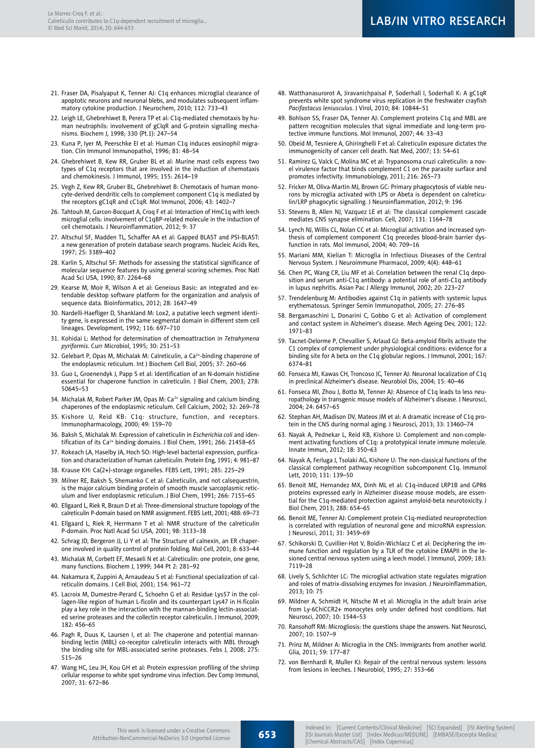21. Fraser DA, Pisalyaput K, Tenner AJ: C1q enhances microglial clearance of apoptotic neurons and neuronal blebs, and modulates subsequent inflammatory cytokine production. J Neurochem, 2010; 112: 733–43
22. Leigh LE, Ghebrehiwet B, Perera TP et al: C1q-mediated chemotaxis by human neutrophils: involvement of gClqR and G-protein signalling mechanisms. Biochem J, 1998; 330 (Pt.1): 247–54
23. Kuna P, Iyer M, Peerschke EI et al: Human C1q induces eosinophil migration. Clin Immunol Immunopathol, 1996; 81: 48–54
24. Ghebrehiwet B, Kew RR, Gruber BL et al: Murine mast cells express two types of C1q receptors that are involved in the induction of chemotaxis and chemokinesis. J Immunol, 1995; 155: 2614–19
25. Vegh Z, Kew RR, Gruber BL, Ghebrehiwet B: Chemotaxis of human monocyte-derived dendritic cells to complement component C1q is mediated by the receptors gC1qR and cC1qR. Mol Immunol, 2006; 43: 1402–7
26. Tahtouh M, Garcon-Bocquet A, Croq F et al: Interaction of HmC1q with leech microglial cells: involvement of C1qBP-related molecule in the induction of cell chemotaxis. J Neuroinflammation, 2012; 9: 37
27. Altschul SF, Madden TL, Schaffer AA et al: Gapped BLAST and PSI-BLAST: a new generation of protein database search programs. Nucleic Acids Res, 1997; 25: 3389–402
28. Karlin S, Altschul SF: Methods for assessing the statistical significance of molecular sequence features by using general scoring schemes. Proc Natl Acad Sci USA, 1990; 87: 2264–68
29. Kearse M, Moir R, Wilson A et al: Geneious Basic: an integrated and extendable desktop software platform for the organization and analysis of sequence data. Bioinformatics, 2012; 28: 1647–49
30. Nardelli-Haefliger D, Shankland M: Lox2, a putative leech segment identity gene, is expressed in the same segmental domain in different stem cell lineages. Development, 1992; 116: 697–710
31. Kohidai L: Method for determination of chemoattraction in *Tetrahymena pyriformis*. Curr Microbiol, 1995; 30: 251–53
32. Gelebart P, Opas M, Michalak M: Calreticulin, a $Ca^{2+}$-binding chaperone of the endoplasmic reticulum. Int J Biochem Cell Biol, 2005; 37: 260–66
33. Guo L, Groenendyk J, Papp S et al: Identification of an N-domain histidine essential for chaperone function in calreticulin. J Biol Chem, 2003; 278: 50645–53
34. Michalak M, Robert Parker JM, Opas M: $Ca^{2+}$ signaling and calcium binding chaperones of the endoplasmic reticulum. Cell Calcium, 2002; 32: 269–78
35. Kishore U, Reid KB: C1q: structure, function, and receptors. Immunopharmacology, 2000; 49: 159–70
36. Baksh S, Michalak M: Expression of calreticulin in *Escherichia coli* and identification of its $Ca^{2+}$ binding domains. J Biol Chem, 1991; 266: 21458–65
37. Rokeach LA, Haselby JA, Hoch SO: High-level bacterial expression, purification and characterization of human calreticulin. Protein Eng, 1991; 4: 981–87
38. Krause KH: Ca(2+)-storage organelles. FEBS Lett, 1991; 285: 225–29
39. Milner RE, Baksh S, Shemanko C et al: Calreticulin, and not calsequestrin, is the major calcium binding protein of smooth muscle sarcoplasmic reticulum and liver endoplasmic reticulum. J Biol Chem, 1991; 266: 7155–65
40. Ellgaard L, Riek R, Braun D et al: Three-dimensional structure topology of the calreticulin P-domain based on NMR assignment. FEBS Lett, 2001; 488: 69–73
41. Ellgaard L, Riek R, Herrmann T et al: NMR structure of the calreticulin P-domain. Proc Natl Acad Sci USA, 2001; 98: 3133–38
42. Schrag JD, Bergeron JJ, Li Y et al: The Structure of calnexin, an ER chaperone involved in quality control of protein folding. Mol Cell, 2001; 8: 633–44
43. Michalak M, Corbett EF, Mesaeli N et al: Calreticulin: one protein, one gene, many functions. Biochem J, 1999; 344 Pt 2: 281–92
44. Nakamura K, Zuppini A, Arnaudeau S et al: Functional specialization of calreticulin domains. J Cell Biol, 2001; 154: 961–72
45. Lacroix M, Dumestre-Perard C, Schoehn G et al: Residue Lys57 in the collagen-like region of human L-ficolin and its counterpart Lys47 in H-ficolin play a key role in the interaction with the mannan-binding lectin-associated serine proteases and the collectin receptor calreticulin. J Immunol, 2009; 182: 456–65
46. Pagh R, Duus K, Laursen I, et al: The chaperone and potential mannan-binding lectin (MBL) co-receptor calreticulin interacts with MBL through the binding site for MBL-associated serine proteases. Febs J, 2008; 275: 515–26
47. Wang HC, Leu JH, Kou GH et al: Protein expression profiling of the shrimp cellular response to white spot syndrome virus infection. Dev Comp Immunol, 2007; 31: 672–86
48. Watthanasurorot A, Jiravanichpaisal P, Soderhall I, Soderhall K: A gC1qR prevents white spot syndrome virus replication in the freshwater crayfish *Pacifastacus leniusculus*. J Virol, 2010; 84: 10844–51
49. Bohlson SS, Fraser DA, Tenner AJ: Complement proteins C1q and MBL are pattern recognition molecules that signal immediate and long-term protective immune functions. Mol Immunol, 2007; 44: 33–43
50. Obeid M, Tesniere A, Ghiringhelli F et al: Calreticulin exposure dictates the immunogenicity of cancer cell death. Nat Med, 2007; 13: 54–61
51. Ramirez G, Valck C, Molina MC et al: Trypanosoma cruzi calreticulin: a novel virulence factor that binds complement C1 on the parasite surface and promotes infectivity. Immunobiology, 2011; 216: 265–73
52. Fricker M, Oliva-Martin MJ, Brown GC: Primary phagocytosis of viable neurons by microglia activated with LPS or Abeta is dependent on calreticulin/LRP phagocytic signalling. J Neuroinflammation, 2012; 9: 196
53. Stevens B, Allen NJ, Vazquez LE et al: The classical complement cascade mediates CNS synapse elimination. Cell, 2007; 131: 1164–78
54. Lynch NJ, Willis CL, Nolan CC et al: Microglial activation and increased synthesis of complement component C1q precedes blood-brain barrier dysfunction in rats. Mol Immunol, 2004; 40: 709–16
55. Mariani MM, Kielian T: Microglia in Infectious Diseases of the Central Nervous System. J Neuroimmune Pharmacol, 2009; 4(4): 448–61
56. Chen PC, Wang CR, Liu MF et al: Correlation between the renal C1q deposition and serum anti-C1q antibody: a potential role of anti-C1q antibody in lupus nephritis. Asian Pac J Allergy Immunol, 2002; 20: 223–27
57. Trendelenburg M: Antibodies against C1q in patients with systemic lupus erythematosus. Springer Semin Immunopathol, 2005; 27: 276–85
58. Bergamaschini L, Donarini C, Gobbo G et al: Activation of complement and contact system in Alzheimer's disease. Mech Ageing Dev, 2001; 122: 1971–83
59. Tacnet-Delorme P, Chevallier S, Arlaud GJ: Beta-amyloid fibrils activate the C1 complex of complement under physiological conditions: evidence for a binding site for A beta on the C1q globular regions. J Immunol, 2001; 167: 6374–81
60. Fonseca MI, Kawas CH, Troncoso JC, Tenner AJ: Neuronal localization of C1q in preclinical Alzheimer's disease. Neurobiol Dis, 2004; 15: 40–46
61. Fonseca MI, Zhou J, Botto M, Tenner AJ: Absence of C1q leads to less neuropathology in transgenic mouse models of Alzheimer's disease. J Neurosci, 2004; 24: 6457–65
62. Stephan AH, Madison DV, Mateos JM et al: A dramatic increase of C1q protein in the CNS during normal aging. J Neurosci, 2013; 33: 13460–74
63. Nayak A, Pednekar L, Reid KB, Kishore U: Complement and non-complement activating functions of C1q: a prototypical innate immune molecule. Innate Immun, 2012; 18: 350–63
64. Nayak A, Ferluga J, Tsolaki AG, Kishore U: The non-classical functions of the classical complement pathway recognition subcomponent C1q. Immunol Lett, 2010; 131: 139–50
65. Benoit ME, Hernandez MX, Dinh ML et al: C1q-induced LRP1B and GPR6 proteins expressed early in Alzheimer disease mouse models, are essential for the C1q-mediated protection against amyloid-beta neurotoxicity. J Biol Chem, 2013; 288: 654–65
66. Benoit ME, Tenner AJ: Complement protein C1q-mediated neuroprotection is correlated with regulation of neuronal gene and microRNA expression. J Neurosci, 2011; 31: 3459–69
67. Schikorski D, Cuvillier-Hot V, Boidin-Wichlacz C et al: Deciphering the immune function and regulation by a TLR of the cytokine EMAPII in the lesioned central nervous system using a leech model. J Immunol, 2009; 183: 7119–28
68. Lively S, Schlichter LC: The microglial activation state regulates migration and roles of matrix-dissolving enzymes for invasion. J Neuroinflammation, 2013; 10: 75
69. Mildner A, Schmidt H, Nitsche M et al: Microglia in the adult brain arise from Ly-6ChiCCR2+ monocytes only under defined host conditions. Nat Neurosci, 2007; 10: 1544–53
70. Ransohoff RM: Microgliosis: the questions shape the answers. Nat Neurosci, 2007; 10: 1507–9
71. Prinz M, Mildner A: Microglia in the CNS: Immigrants from another world. Glia, 2011; 59: 177–87
72. von Bernhardi R, Muller KJ: Repair of the central nervous system: lessons from lesions in leeches. J Neurobiol, 1995; 27: 353–66